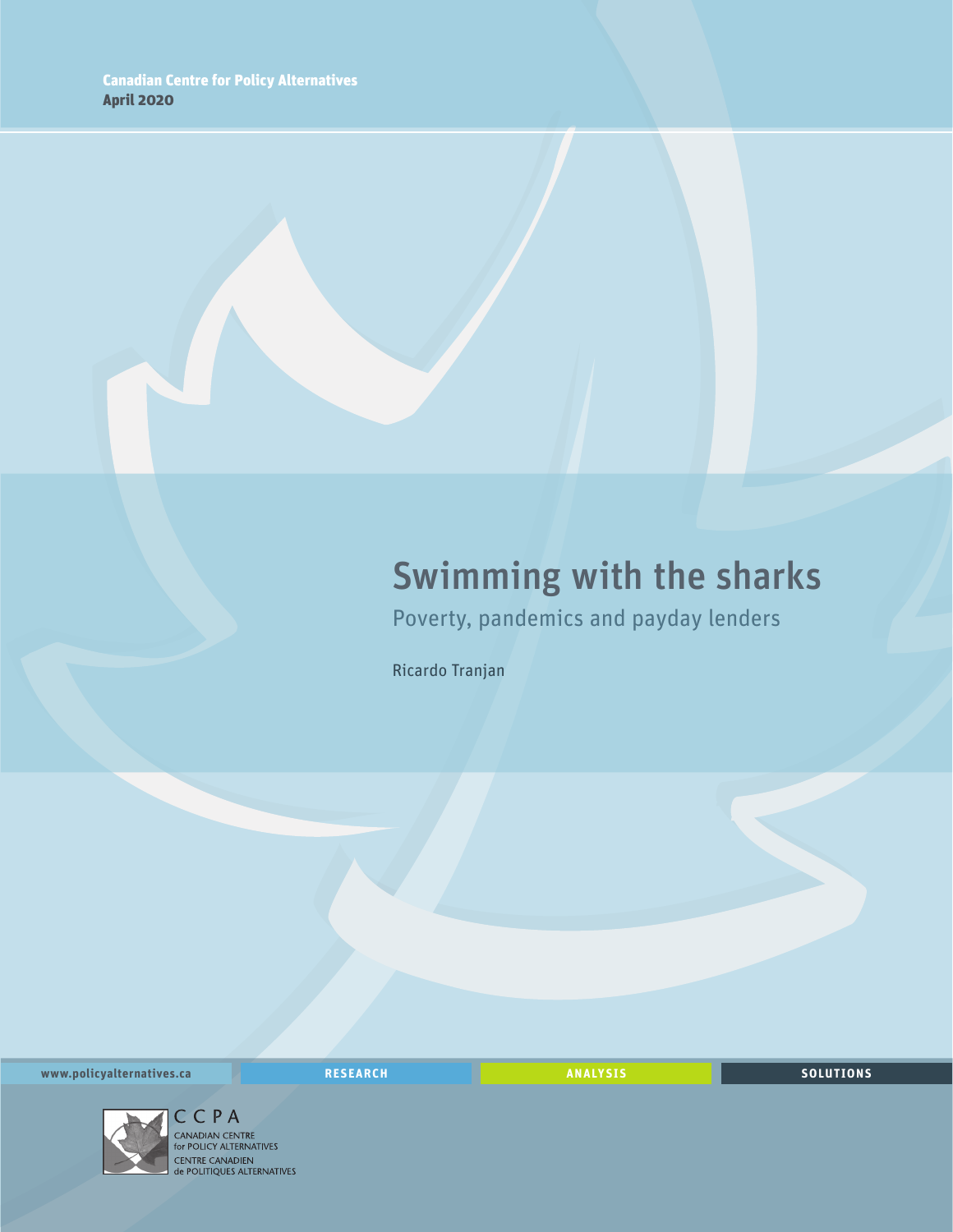Canadian Centre for Policy Alternatives
**April 2020**

# Swimming with the sharks

## Poverty, pandemics and payday lenders

Ricardo Tranjan

www.policyalternatives.ca | RESEARCH | ANALYSIS | SOLUTIONS

CCPA
CANADIAN CENTRE for POLICY ALTERNATIVES
CENTRE CANADIEN de POLITIQUES ALTERNATIVES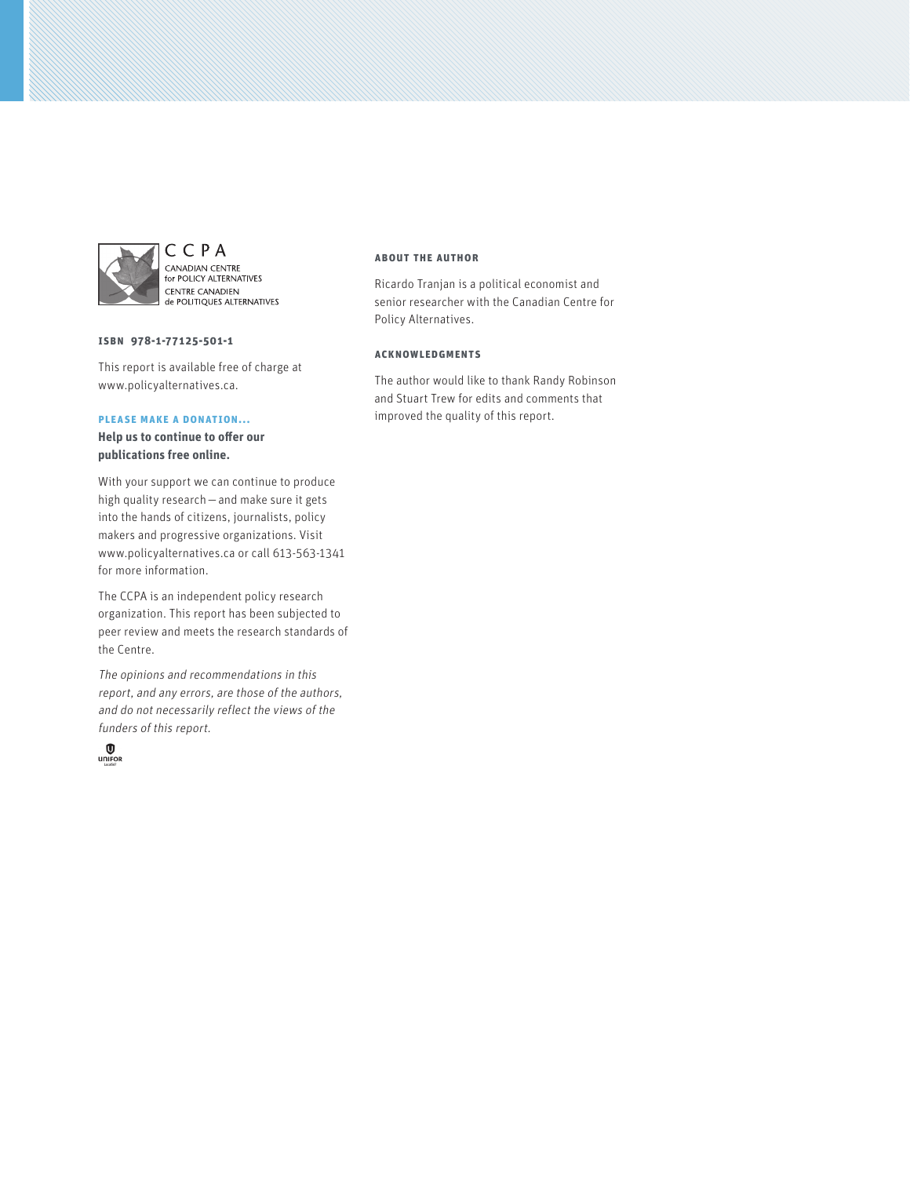CCPA
CANADIAN CENTRE
for POLICY ALTERNATIVES
CENTRE CANADIEN
de POLITIQUES ALTERNATIVES

**ISBN 978-1-77125-501-1**

This report is available free of charge at www.policyalternatives.ca.

**PLEASE MAKE A DONATION...**

**Help us to continue to offer our publications free online.**

With your support we can continue to produce high quality research — and make sure it gets into the hands of citizens, journalists, policy makers and progressive organizations. Visit www.policyalternatives.ca or call 613-563-1341 for more information.

The CCPA is an independent policy research organization. This report has been subjected to peer review and meets the research standards of the Centre.

*The opinions and recommendations in this report, and any errors, are those of the authors, and do not necessarily reflect the views of the funders of this report.*

UNIFOR

**ABOUT THE AUTHOR**

Ricardo Tranjan is a political economist and senior researcher with the Canadian Centre for Policy Alternatives.

**ACKNOWLEDGMENTS**

The author would like to thank Randy Robinson and Stuart Trew for edits and comments that improved the quality of this report.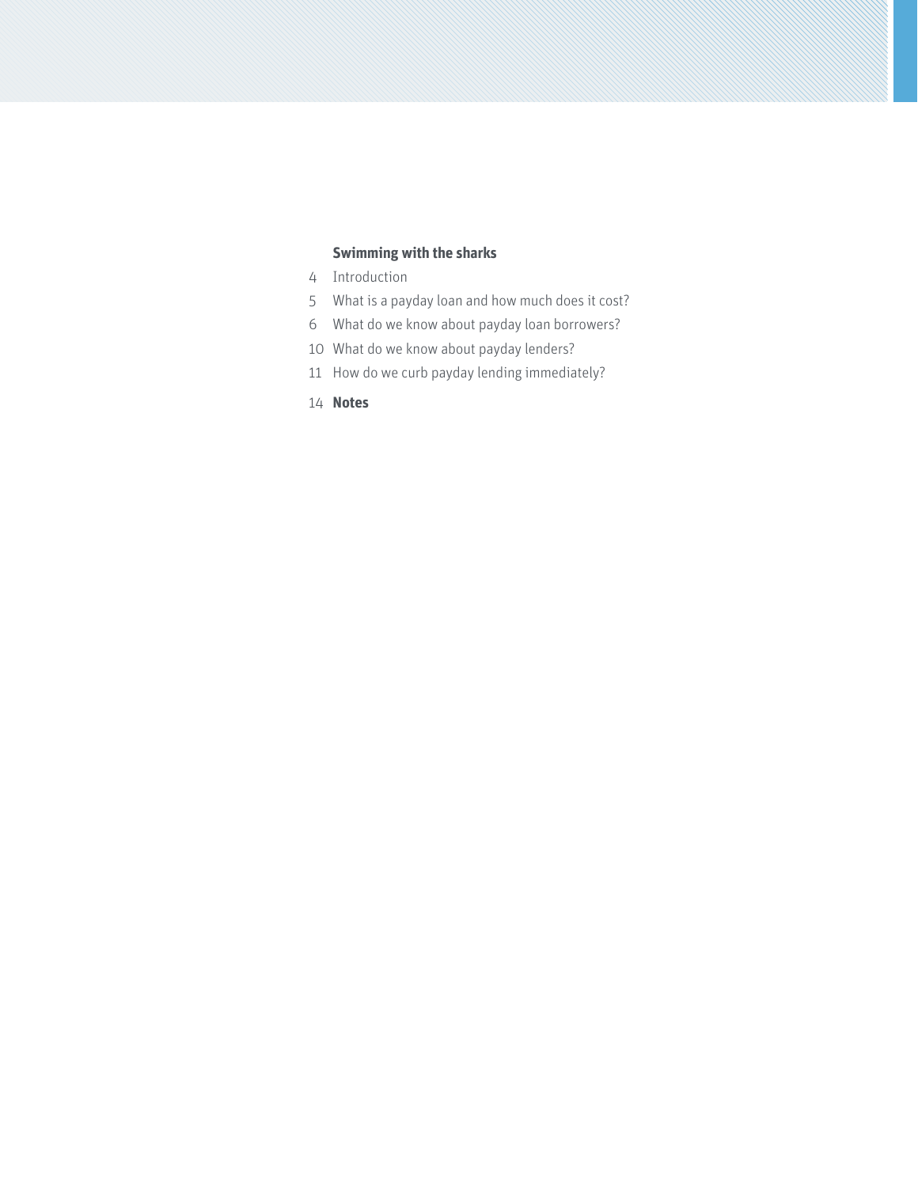**Swimming with the sharks**

4 Introduction

5 What is a payday loan and how much does it cost?

6 What do we know about payday loan borrowers?

10 What do we know about payday lenders?

11 How do we curb payday lending immediately?

14 **Notes**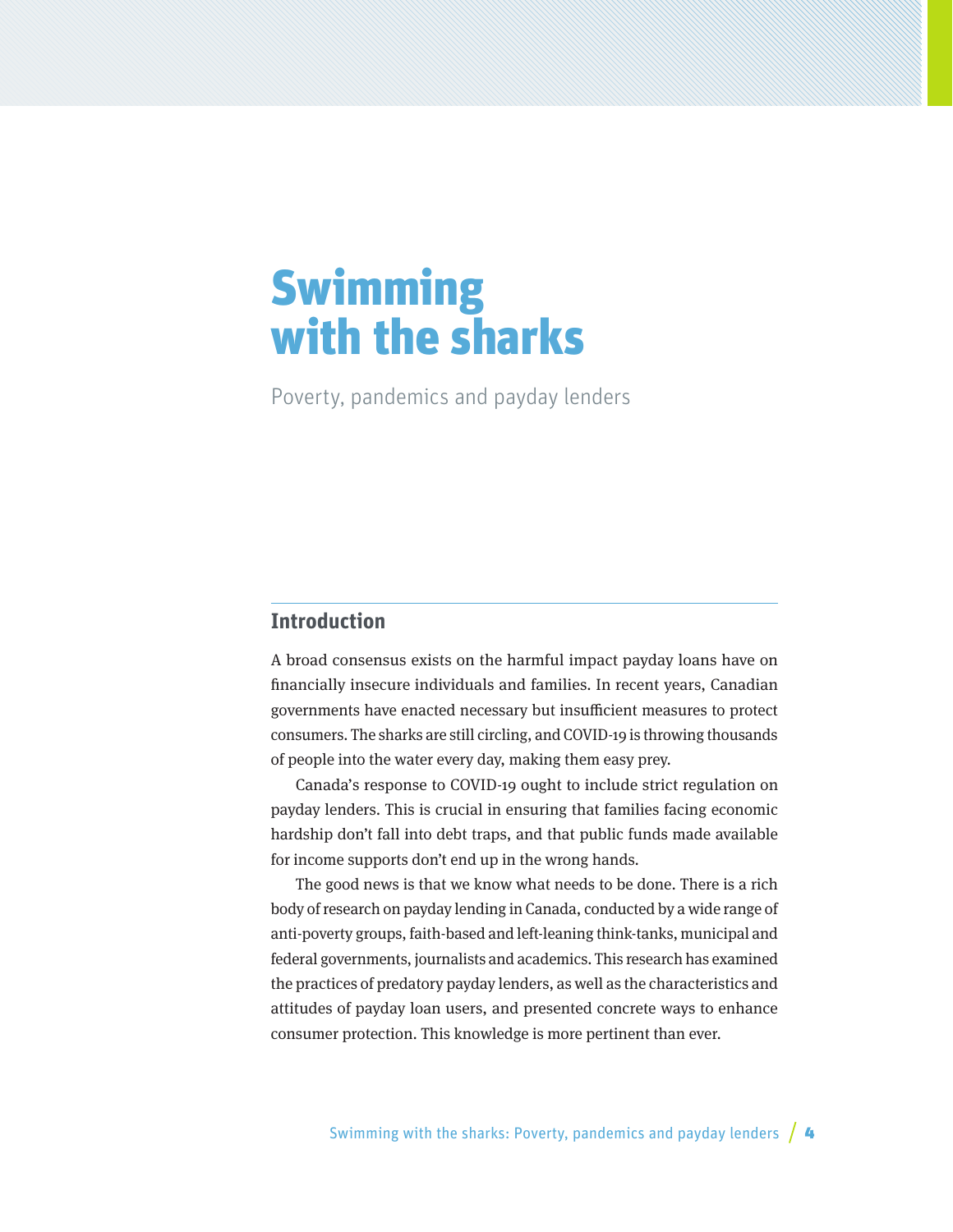# Swimming with the sharks

Poverty, pandemics and payday lenders

## Introduction

A broad consensus exists on the harmful impact payday loans have on financially insecure individuals and families. In recent years, Canadian governments have enacted necessary but insufficient measures to protect consumers. The sharks are still circling, and COVID-19 is throwing thousands of people into the water every day, making them easy prey.

Canada's response to COVID-19 ought to include strict regulation on payday lenders. This is crucial in ensuring that families facing economic hardship don't fall into debt traps, and that public funds made available for income supports don't end up in the wrong hands.

The good news is that we know what needs to be done. There is a rich body of research on payday lending in Canada, conducted by a wide range of anti-poverty groups, faith-based and left-leaning think-tanks, municipal and federal governments, journalists and academics. This research has examined the practices of predatory payday lenders, as well as the characteristics and attitudes of payday loan users, and presented concrete ways to enhance consumer protection. This knowledge is more pertinent than ever.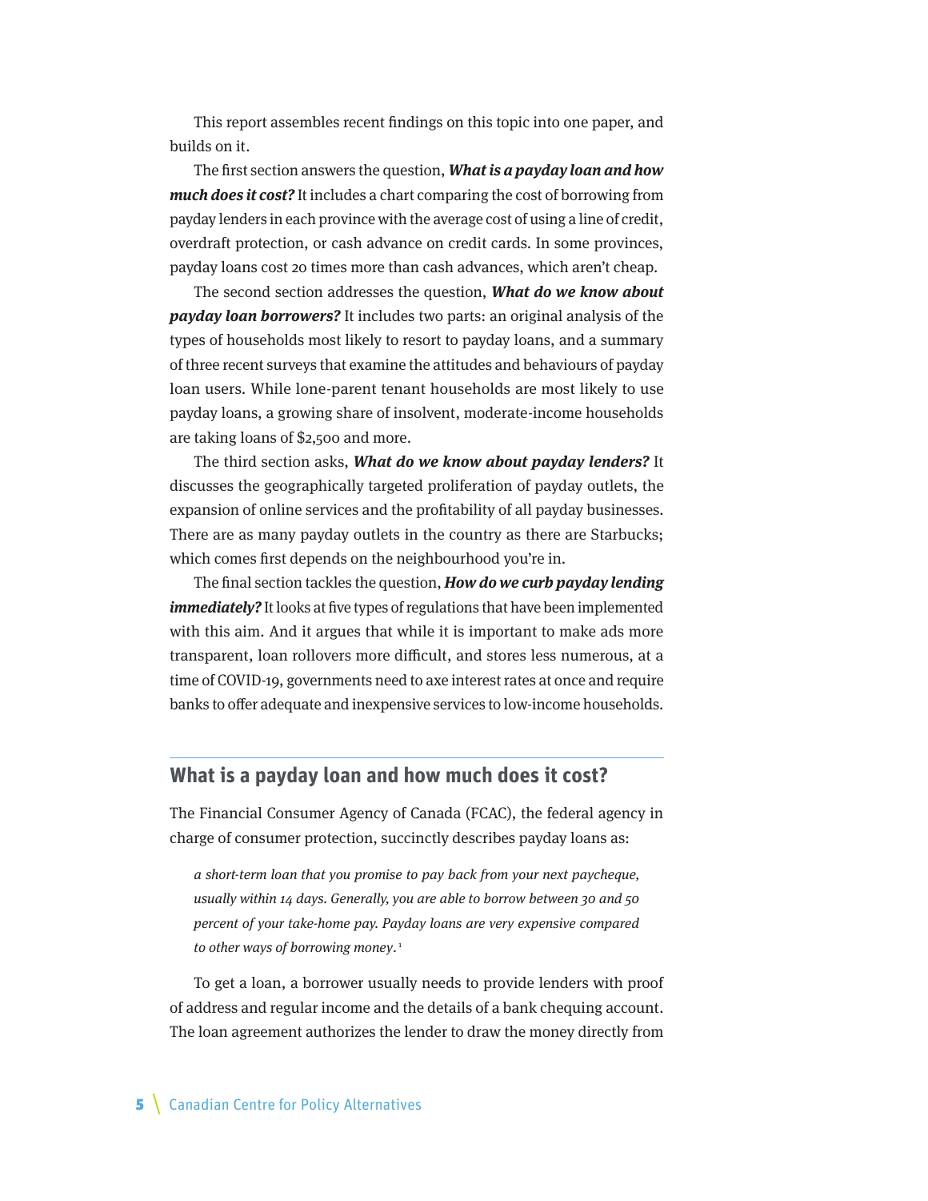This report assembles recent findings on this topic into one paper, and builds on it.

The first section answers the question, ***What is a payday loan and how much does it cost?*** It includes a chart comparing the cost of borrowing from payday lenders in each province with the average cost of using a line of credit, overdraft protection, or cash advance on credit cards. In some provinces, payday loans cost 20 times more than cash advances, which aren't cheap.

The second section addresses the question, ***What do we know about payday loan borrowers?*** It includes two parts: an original analysis of the types of households most likely to resort to payday loans, and a summary of three recent surveys that examine the attitudes and behaviours of payday loan users. While lone-parent tenant households are most likely to use payday loans, a growing share of insolvent, moderate-income households are taking loans of $2,500 and more.

The third section asks, ***What do we know about payday lenders?*** It discusses the geographically targeted proliferation of payday outlets, the expansion of online services and the profitability of all payday businesses. There are as many payday outlets in the country as there are Starbucks; which comes first depends on the neighbourhood you're in.

The final section tackles the question, ***How do we curb payday lending immediately?*** It looks at five types of regulations that have been implemented with this aim. And it argues that while it is important to make ads more transparent, loan rollovers more difficult, and stores less numerous, at a time of COVID-19, governments need to axe interest rates at once and require banks to offer adequate and inexpensive services to low-income households.

## What is a payday loan and how much does it cost?

The Financial Consumer Agency of Canada (FCAC), the federal agency in charge of consumer protection, succinctly describes payday loans as:

> *a short-term loan that you promise to pay back from your next paycheque, usually within 14 days. Generally, you are able to borrow between 30 and 50 percent of your take-home pay. Payday loans are very expensive compared to other ways of borrowing money.*[1]

To get a loan, a borrower usually needs to provide lenders with proof of address and regular income and the details of a bank chequing account. The loan agreement authorizes the lender to draw the money directly from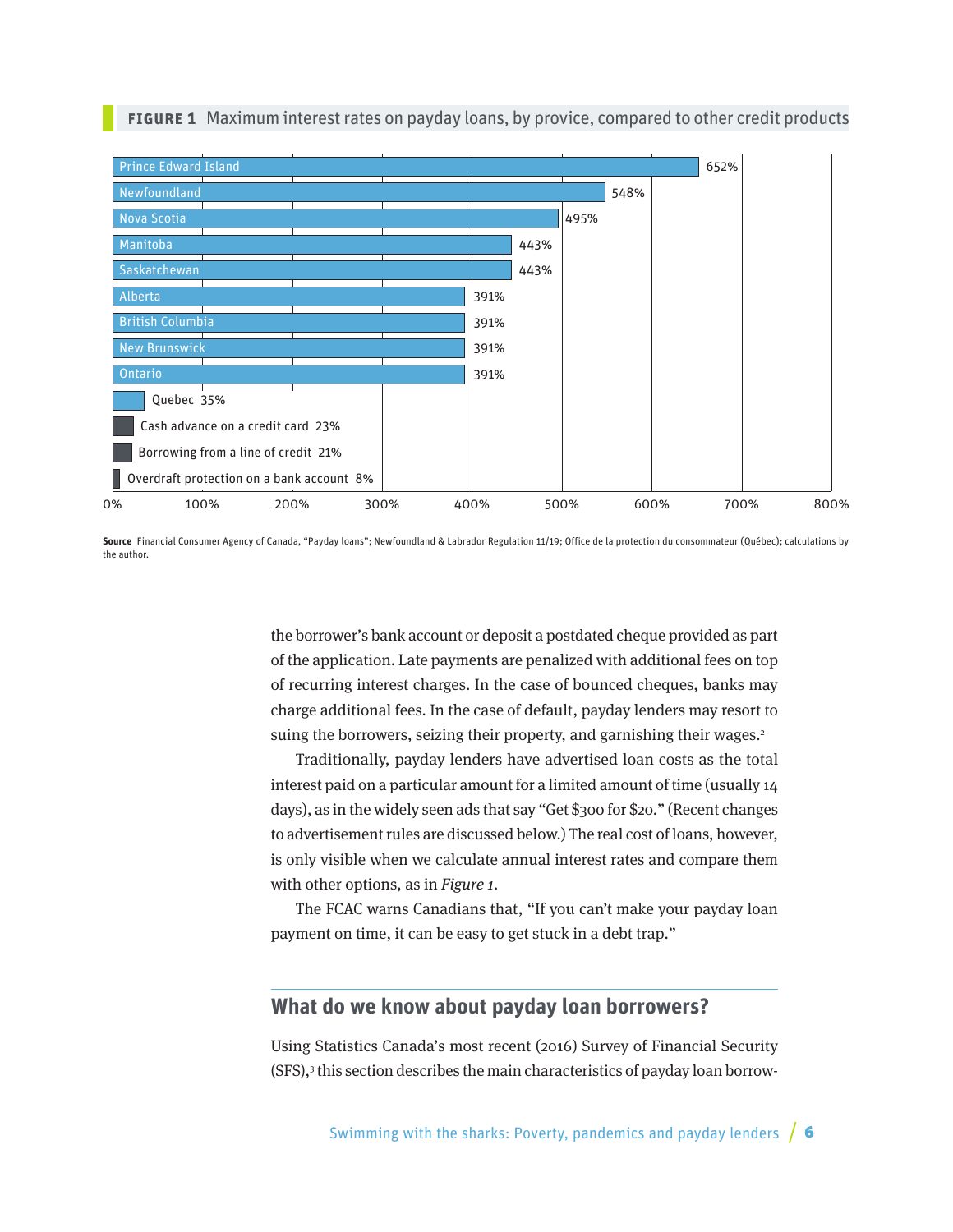**FIGURE 1** Maximum interest rates on payday loans, by provice, compared to other credit products

| Province / Credit product | Maximum interest rate |
|---|---|
| Prince Edward Island | 652% |
| Newfoundland | 548% |
| Nova Scotia | 495% |
| Manitoba | 443% |
| Saskatchewan | 443% |
| Alberta | 391% |
| British Columbia | 391% |
| New Brunswick | 391% |
| Ontario | 391% |
| Quebec | 35% |
| Cash advance on a credit card | 23% |
| Borrowing from a line of credit | 21% |
| Overdraft protection on a bank account | 8% |

**Source** Financial Consumer Agency of Canada, "Payday loans"; Newfoundland & Labrador Regulation 11/19; Office de la protection du consommateur (Québec); calculations by the author.

the borrower's bank account or deposit a postdated cheque provided as part of the application. Late payments are penalized with additional fees on top of recurring interest charges. In the case of bounced cheques, banks may charge additional fees. In the case of default, payday lenders may resort to suing the borrowers, seizing their property, and garnishing their wages.[2]

Traditionally, payday lenders have advertised loan costs as the total interest paid on a particular amount for a limited amount of time (usually 14 days), as in the widely seen ads that say "Get $300 for $20." (Recent changes to advertisement rules are discussed below.) The real cost of loans, however, is only visible when we calculate annual interest rates and compare them with other options, as in *Figure 1*.

The FCAC warns Canadians that, "If you can't make your payday loan payment on time, it can be easy to get stuck in a debt trap."

## What do we know about payday loan borrowers?

Using Statistics Canada's most recent (2016) Survey of Financial Security (SFS),[3] this section describes the main characteristics of payday loan borrow-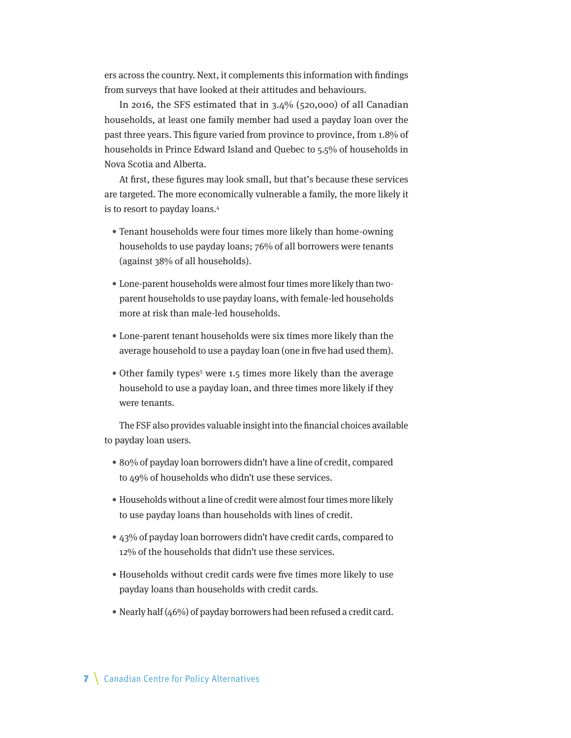ers across the country. Next, it complements this information with findings from surveys that have looked at their attitudes and behaviours.

In 2016, the SFS estimated that in 3.4% (520,000) of all Canadian households, at least one family member had used a payday loan over the past three years. This figure varied from province to province, from 1.8% of households in Prince Edward Island and Quebec to 5.5% of households in Nova Scotia and Alberta.

At first, these figures may look small, but that's because these services are targeted. The more economically vulnerable a family, the more likely it is to resort to payday loans.[4]

- Tenant households were four times more likely than home-owning households to use payday loans; 76% of all borrowers were tenants (against 38% of all households).
- Lone-parent households were almost four times more likely than two-parent households to use payday loans, with female-led households more at risk than male-led households.
- Lone-parent tenant households were six times more likely than the average household to use a payday loan (one in five had used them).
- Other family types[5] were 1.5 times more likely than the average household to use a payday loan, and three times more likely if they were tenants.

The FSF also provides valuable insight into the financial choices available to payday loan users.

- 80% of payday loan borrowers didn't have a line of credit, compared to 49% of households who didn't use these services.
- Households without a line of credit were almost four times more likely to use payday loans than households with lines of credit.
- 43% of payday loan borrowers didn't have credit cards, compared to 12% of the households that didn't use these services.
- Households without credit cards were five times more likely to use payday loans than households with credit cards.
- Nearly half (46%) of payday borrowers had been refused a credit card.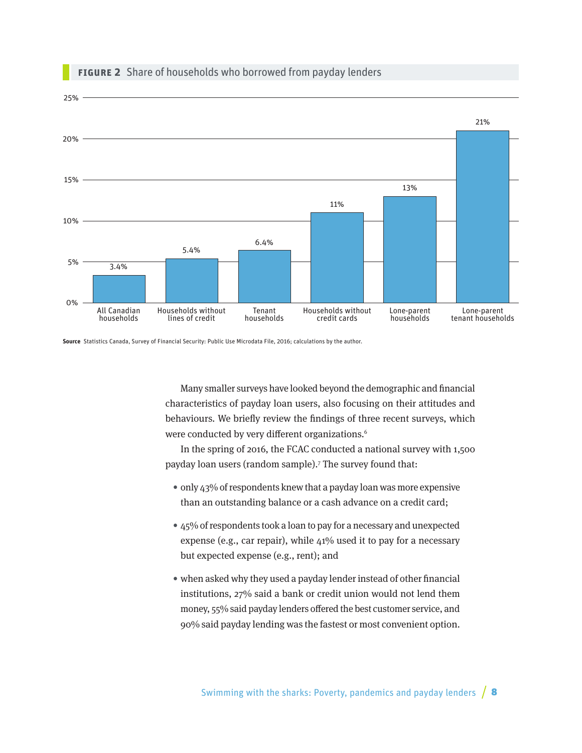**FIGURE 2** Share of households who borrowed from payday lenders

| Category | Share |
| --- | --- |
| All Canadian households | 3.4% |
| Households without lines of credit | 5.4% |
| Tenant households | 6.4% |
| Households without credit cards | 11% |
| Lone-parent households | 13% |
| Lone-parent tenant households | 21% |

**Source** Statistics Canada, Survey of Financial Security: Public Use Microdata File, 2016; calculations by the author.

Many smaller surveys have looked beyond the demographic and financial characteristics of payday loan users, also focusing on their attitudes and behaviours. We briefly review the findings of three recent surveys, which were conducted by very different organizations.[6]

In the spring of 2016, the FCAC conducted a national survey with 1,500 payday loan users (random sample).[7] The survey found that:

- only 43% of respondents knew that a payday loan was more expensive than an outstanding balance or a cash advance on a credit card;
- 45% of respondents took a loan to pay for a necessary and unexpected expense (e.g., car repair), while 41% used it to pay for a necessary but expected expense (e.g., rent); and
- when asked why they used a payday lender instead of other financial institutions, 27% said a bank or credit union would not lend them money, 55% said payday lenders offered the best customer service, and 90% said payday lending was the fastest or most convenient option.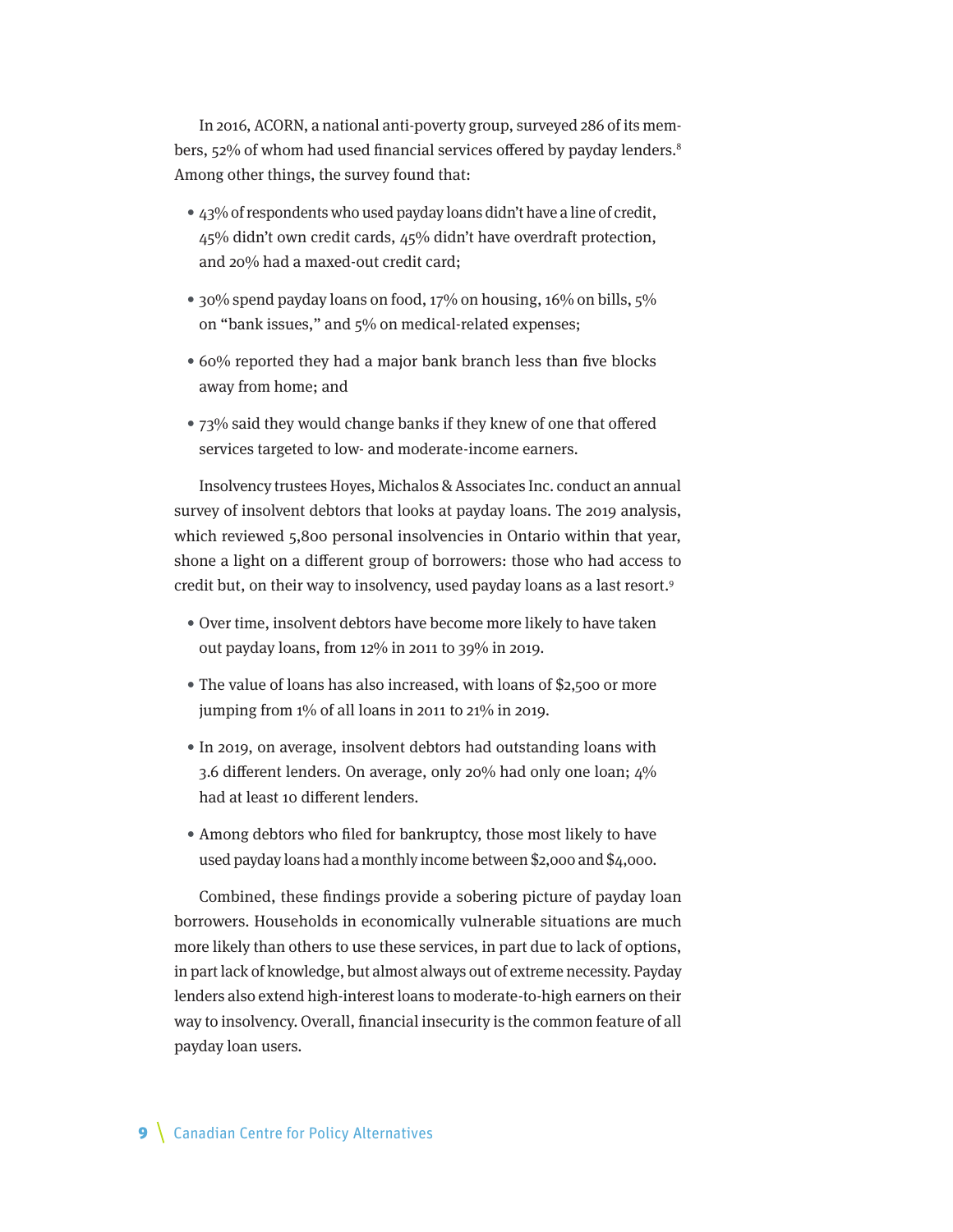In 2016, ACORN, a national anti-poverty group, surveyed 286 of its members, 52% of whom had used financial services offered by payday lenders.[8] Among other things, the survey found that:

- 43% of respondents who used payday loans didn't have a line of credit, 45% didn't own credit cards, 45% didn't have overdraft protection, and 20% had a maxed-out credit card;
- 30% spend payday loans on food, 17% on housing, 16% on bills, 5% on "bank issues," and 5% on medical-related expenses;
- 60% reported they had a major bank branch less than five blocks away from home; and
- 73% said they would change banks if they knew of one that offered services targeted to low- and moderate-income earners.

Insolvency trustees Hoyes, Michalos & Associates Inc. conduct an annual survey of insolvent debtors that looks at payday loans. The 2019 analysis, which reviewed 5,800 personal insolvencies in Ontario within that year, shone a light on a different group of borrowers: those who had access to credit but, on their way to insolvency, used payday loans as a last resort.[9]

- Over time, insolvent debtors have become more likely to have taken out payday loans, from 12% in 2011 to 39% in 2019.
- The value of loans has also increased, with loans of $2,500 or more jumping from 1% of all loans in 2011 to 21% in 2019.
- In 2019, on average, insolvent debtors had outstanding loans with 3.6 different lenders. On average, only 20% had only one loan; 4% had at least 10 different lenders.
- Among debtors who filed for bankruptcy, those most likely to have used payday loans had a monthly income between $2,000 and $4,000.

Combined, these findings provide a sobering picture of payday loan borrowers. Households in economically vulnerable situations are much more likely than others to use these services, in part due to lack of options, in part lack of knowledge, but almost always out of extreme necessity. Payday lenders also extend high-interest loans to moderate-to-high earners on their way to insolvency. Overall, financial insecurity is the common feature of all payday loan users.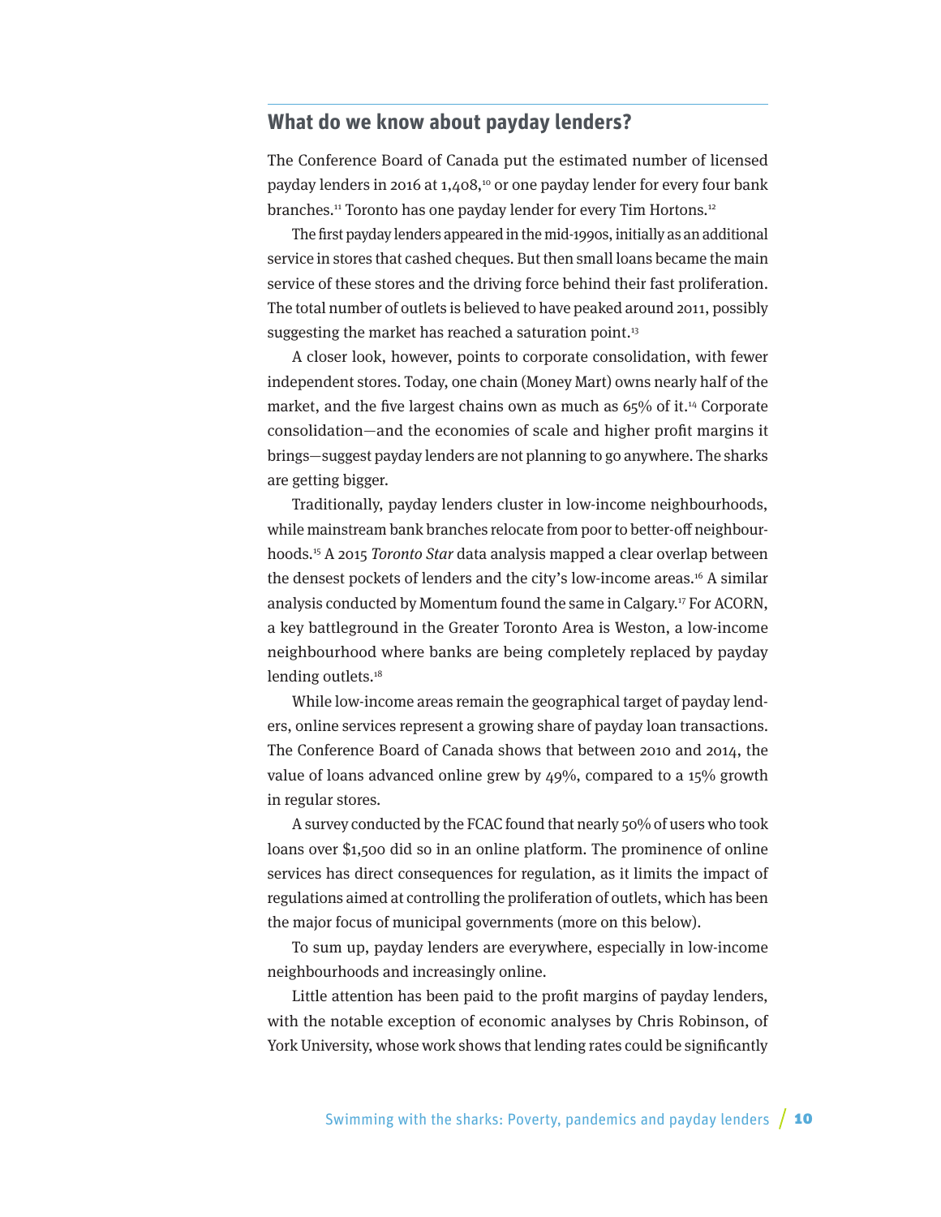## What do we know about payday lenders?

The Conference Board of Canada put the estimated number of licensed payday lenders in 2016 at 1,408,[10] or one payday lender for every four bank branches.[11] Toronto has one payday lender for every Tim Hortons.[12]

The first payday lenders appeared in the mid-1990s, initially as an additional service in stores that cashed cheques. But then small loans became the main service of these stores and the driving force behind their fast proliferation. The total number of outlets is believed to have peaked around 2011, possibly suggesting the market has reached a saturation point.[13]

A closer look, however, points to corporate consolidation, with fewer independent stores. Today, one chain (Money Mart) owns nearly half of the market, and the five largest chains own as much as 65% of it.[14] Corporate consolidation—and the economies of scale and higher profit margins it brings—suggest payday lenders are not planning to go anywhere. The sharks are getting bigger.

Traditionally, payday lenders cluster in low-income neighbourhoods, while mainstream bank branches relocate from poor to better-off neighbourhoods.[15] A 2015 *Toronto Star* data analysis mapped a clear overlap between the densest pockets of lenders and the city's low-income areas.[16] A similar analysis conducted by Momentum found the same in Calgary.[17] For ACORN, a key battleground in the Greater Toronto Area is Weston, a low-income neighbourhood where banks are being completely replaced by payday lending outlets.[18]

While low-income areas remain the geographical target of payday lenders, online services represent a growing share of payday loan transactions. The Conference Board of Canada shows that between 2010 and 2014, the value of loans advanced online grew by 49%, compared to a 15% growth in regular stores.

A survey conducted by the FCAC found that nearly 50% of users who took loans over $1,500 did so in an online platform. The prominence of online services has direct consequences for regulation, as it limits the impact of regulations aimed at controlling the proliferation of outlets, which has been the major focus of municipal governments (more on this below).

To sum up, payday lenders are everywhere, especially in low-income neighbourhoods and increasingly online.

Little attention has been paid to the profit margins of payday lenders, with the notable exception of economic analyses by Chris Robinson, of York University, whose work shows that lending rates could be significantly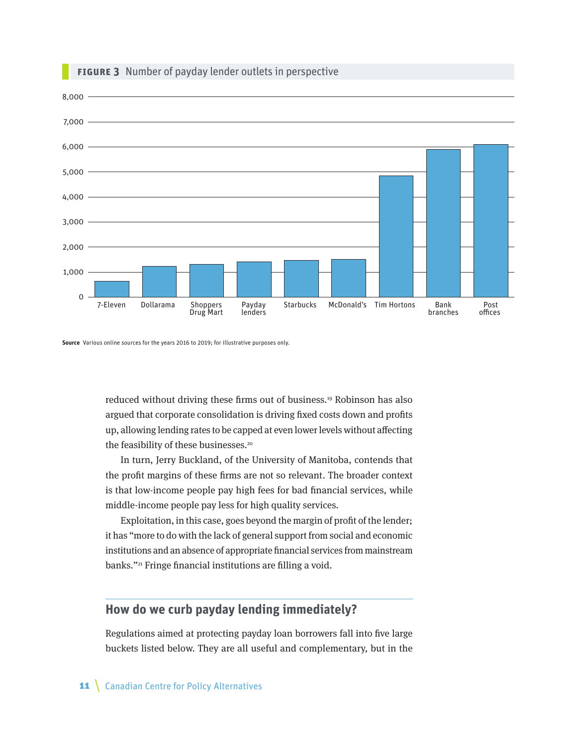**FIGURE 3** Number of payday lender outlets in perspective

Source Various online sources for the years 2016 to 2019; for illustrative purposes only.

reduced without driving these firms out of business.[19] Robinson has also argued that corporate consolidation is driving fixed costs down and profits up, allowing lending rates to be capped at even lower levels without affecting the feasibility of these businesses.[20]

In turn, Jerry Buckland, of the University of Manitoba, contends that the profit margins of these firms are not so relevant. The broader context is that low-income people pay high fees for bad financial services, while middle-income people pay less for high quality services.

Exploitation, in this case, goes beyond the margin of profit of the lender; it has "more to do with the lack of general support from social and economic institutions and an absence of appropriate financial services from mainstream banks."[21] Fringe financial institutions are filling a void.

## How do we curb payday lending immediately?

Regulations aimed at protecting payday loan borrowers fall into five large buckets listed below. They are all useful and complementary, but in the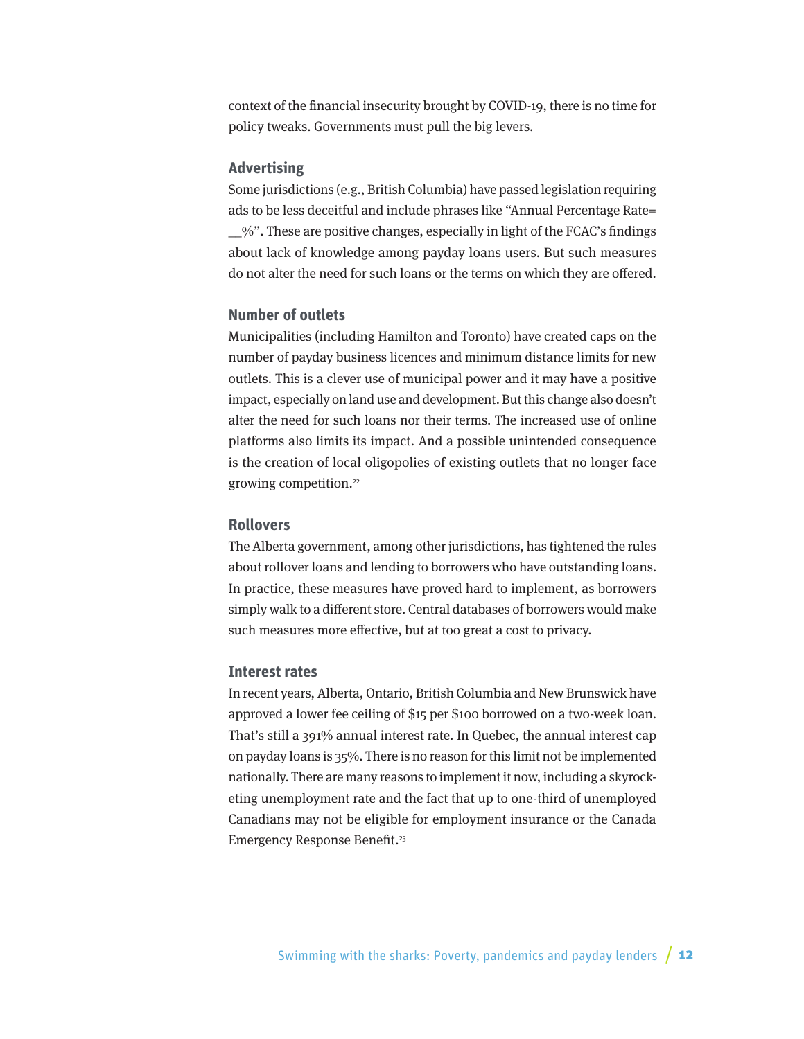context of the financial insecurity brought by COVID-19, there is no time for policy tweaks. Governments must pull the big levers.

### Advertising

Some jurisdictions (e.g., British Columbia) have passed legislation requiring ads to be less deceitful and include phrases like "Annual Percentage Rate= __%". These are positive changes, especially in light of the FCAC's findings about lack of knowledge among payday loans users. But such measures do not alter the need for such loans or the terms on which they are offered.

### Number of outlets

Municipalities (including Hamilton and Toronto) have created caps on the number of payday business licences and minimum distance limits for new outlets. This is a clever use of municipal power and it may have a positive impact, especially on land use and development. But this change also doesn't alter the need for such loans nor their terms. The increased use of online platforms also limits its impact. And a possible unintended consequence is the creation of local oligopolies of existing outlets that no longer face growing competition.[22]

### Rollovers

The Alberta government, among other jurisdictions, has tightened the rules about rollover loans and lending to borrowers who have outstanding loans. In practice, these measures have proved hard to implement, as borrowers simply walk to a different store. Central databases of borrowers would make such measures more effective, but at too great a cost to privacy.

### Interest rates

In recent years, Alberta, Ontario, British Columbia and New Brunswick have approved a lower fee ceiling of $15 per $100 borrowed on a two-week loan. That's still a 391% annual interest rate. In Quebec, the annual interest cap on payday loans is 35%. There is no reason for this limit not be implemented nationally. There are many reasons to implement it now, including a skyrocketing unemployment rate and the fact that up to one-third of unemployed Canadians may not be eligible for employment insurance or the Canada Emergency Response Benefit.[23]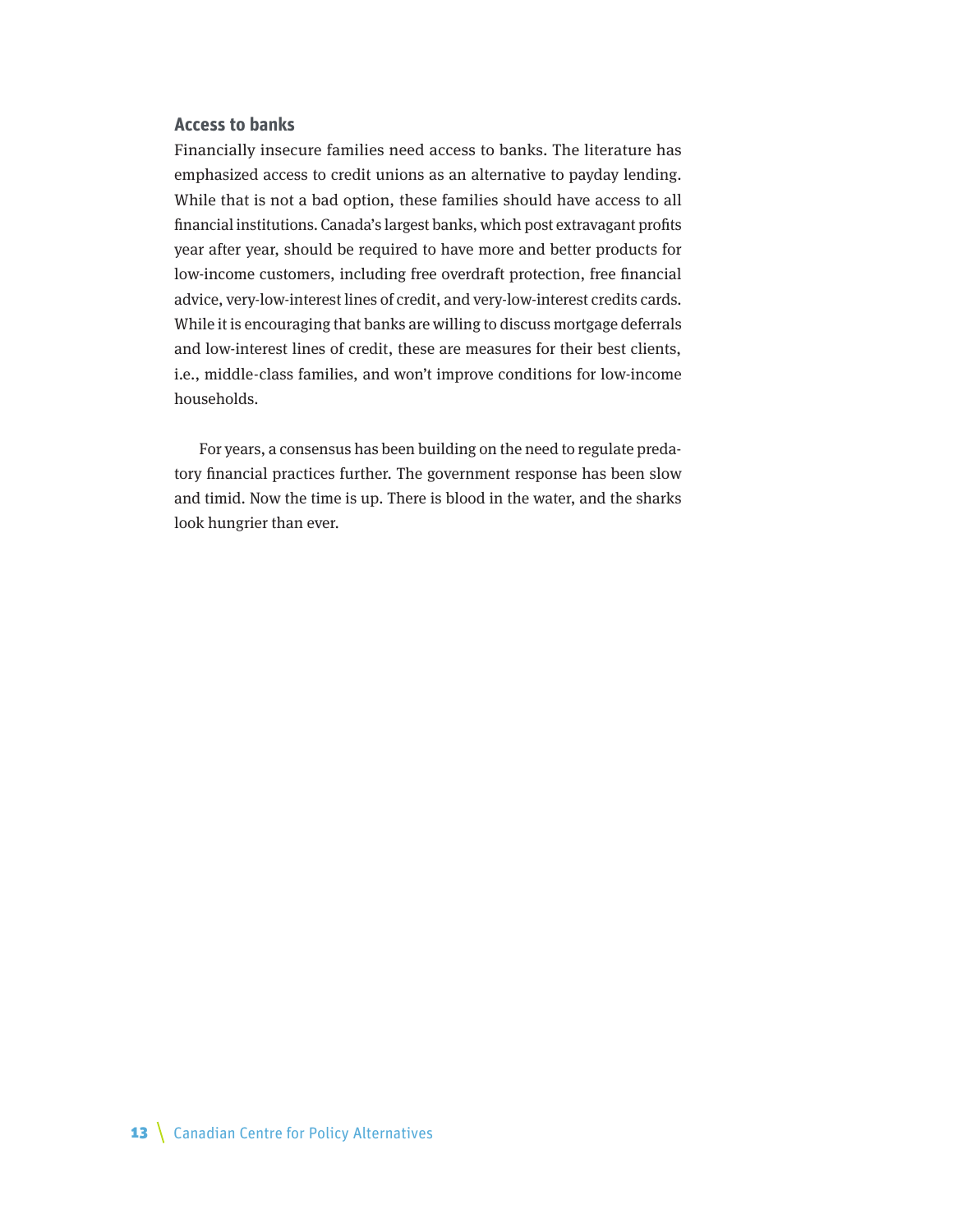### Access to banks

Financially insecure families need access to banks. The literature has emphasized access to credit unions as an alternative to payday lending. While that is not a bad option, these families should have access to all financial institutions. Canada's largest banks, which post extravagant profits year after year, should be required to have more and better products for low-income customers, including free overdraft protection, free financial advice, very-low-interest lines of credit, and very-low-interest credits cards. While it is encouraging that banks are willing to discuss mortgage deferrals and low-interest lines of credit, these are measures for their best clients, i.e., middle-class families, and won't improve conditions for low-income households.

For years, a consensus has been building on the need to regulate predatory financial practices further. The government response has been slow and timid. Now the time is up. There is blood in the water, and the sharks look hungrier than ever.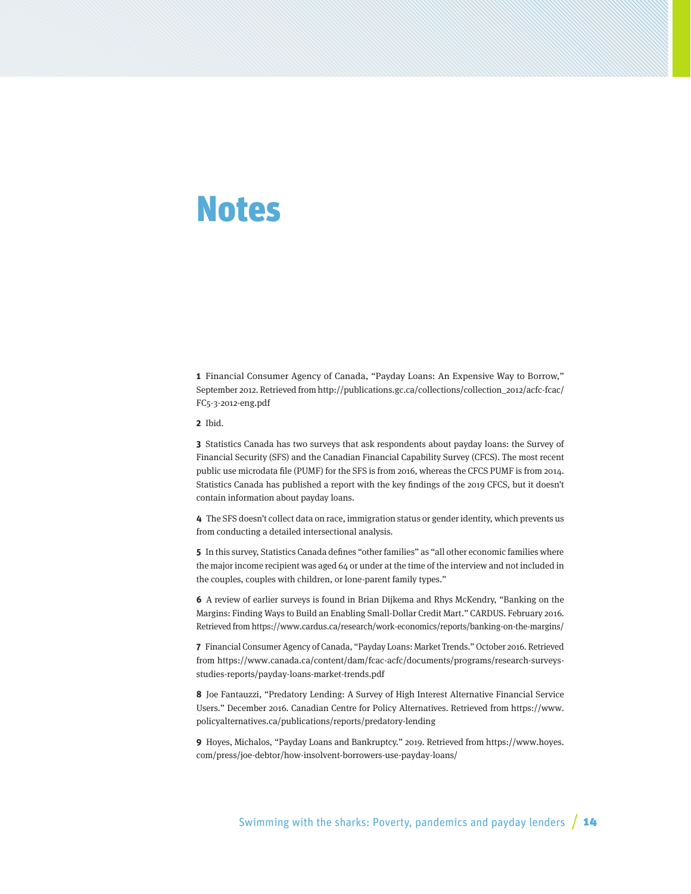# Notes

**1** Financial Consumer Agency of Canada, "Payday Loans: An Expensive Way to Borrow," September 2012. Retrieved from http://publications.gc.ca/collections/collection_2012/acfc-fcac/FC5-3-2012-eng.pdf

**2** Ibid.

**3** Statistics Canada has two surveys that ask respondents about payday loans: the Survey of Financial Security (SFS) and the Canadian Financial Capability Survey (CFCS). The most recent public use microdata file (PUMF) for the SFS is from 2016, whereas the CFCS PUMF is from 2014. Statistics Canada has published a report with the key findings of the 2019 CFCS, but it doesn't contain information about payday loans.

**4** The SFS doesn't collect data on race, immigration status or gender identity, which prevents us from conducting a detailed intersectional analysis.

**5** In this survey, Statistics Canada defines "other families" as "all other economic families where the major income recipient was aged 64 or under at the time of the interview and not included in the couples, couples with children, or lone-parent family types."

**6** A review of earlier surveys is found in Brian Dijkema and Rhys McKendry, "Banking on the Margins: Finding Ways to Build an Enabling Small-Dollar Credit Mart." CARDUS. February 2016. Retrieved from https://www.cardus.ca/research/work-economics/reports/banking-on-the-margins/

**7** Financial Consumer Agency of Canada, "Payday Loans: Market Trends." October 2016. Retrieved from https://www.canada.ca/content/dam/fcac-acfc/documents/programs/research-surveys-studies-reports/payday-loans-market-trends.pdf

**8** Joe Fantauzzi, "Predatory Lending: A Survey of High Interest Alternative Financial Service Users." December 2016. Canadian Centre for Policy Alternatives. Retrieved from https://www.policyalternatives.ca/publications/reports/predatory-lending

**9** Hoyes, Michalos, "Payday Loans and Bankruptcy." 2019. Retrieved from https://www.hoyes.com/press/joe-debtor/how-insolvent-borrowers-use-payday-loans/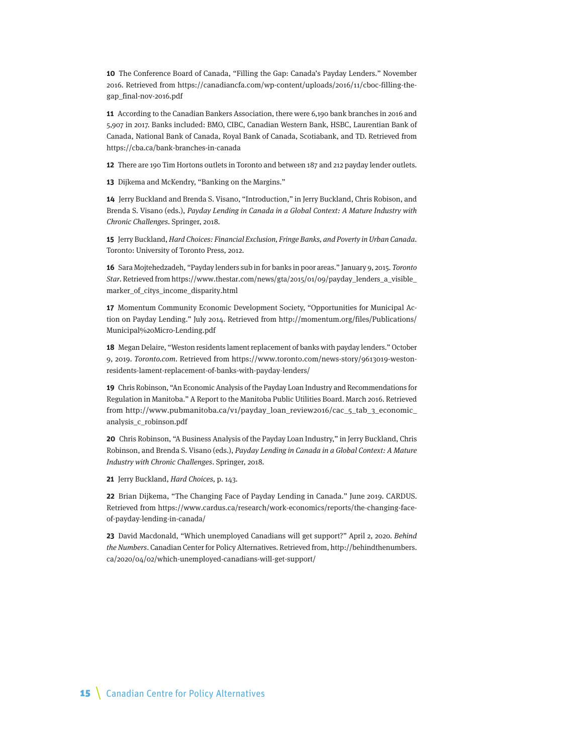**10** The Conference Board of Canada, "Filling the Gap: Canada's Payday Lenders." November 2016. Retrieved from https://canadiancfa.com/wp-content/uploads/2016/11/cboc-filling-the-gap_final-nov-2016.pdf

**11** According to the Canadian Bankers Association, there were 6,190 bank branches in 2016 and 5,907 in 2017. Banks included: BMO, CIBC, Canadian Western Bank, HSBC, Laurentian Bank of Canada, National Bank of Canada, Royal Bank of Canada, Scotiabank, and TD. Retrieved from https://cba.ca/bank-branches-in-canada

**12** There are 190 Tim Hortons outlets in Toronto and between 187 and 212 payday lender outlets.

**13** Dijkema and McKendry, "Banking on the Margins."

**14** Jerry Buckland and Brenda S. Visano, "Introduction," in Jerry Buckland, Chris Robison, and Brenda S. Visano (eds.), *Payday Lending in Canada in a Global Context: A Mature Industry with Chronic Challenges*. Springer, 2018.

**15** Jerry Buckland, *Hard Choices: Financial Exclusion, Fringe Banks, and Poverty in Urban Canada*. Toronto: University of Toronto Press, 2012.

**16** Sara Mojtehedzadeh, "Payday lenders sub in for banks in poor areas." January 9, 2015. *Toronto Star*. Retrieved from https://www.thestar.com/news/gta/2015/01/09/payday_lenders_a_visible_marker_of_citys_income_disparity.html

**17** Momentum Community Economic Development Society, "Opportunities for Municipal Action on Payday Lending." July 2014. Retrieved from http://momentum.org/files/Publications/Municipal%20Micro-Lending.pdf

**18** Megan Delaire, "Weston residents lament replacement of banks with payday lenders." October 9, 2019. *Toronto.com*. Retrieved from https://www.toronto.com/news-story/9613019-weston-residents-lament-replacement-of-banks-with-payday-lenders/

**19** Chris Robinson, "An Economic Analysis of the Payday Loan Industry and Recommendations for Regulation in Manitoba." A Report to the Manitoba Public Utilities Board. March 2016. Retrieved from http://www.pubmanitoba.ca/v1/payday_loan_review2016/cac_5_tab_3_economic_analysis_c_robinson.pdf

**20** Chris Robinson, "A Business Analysis of the Payday Loan Industry," in Jerry Buckland, Chris Robinson, and Brenda S. Visano (eds.), *Payday Lending in Canada in a Global Context: A Mature Industry with Chronic Challenges*. Springer, 2018.

**21** Jerry Buckland, *Hard Choices*, p. 143.

**22** Brian Dijkema, "The Changing Face of Payday Lending in Canada." June 2019. CARDUS. Retrieved from https://www.cardus.ca/research/work-economics/reports/the-changing-face-of-payday-lending-in-canada/

**23** David Macdonald, "Which unemployed Canadians will get support?" April 2, 2020. *Behind the Numbers*. Canadian Center for Policy Alternatives. Retrieved from, http://behindthenumbers.ca/2020/04/02/which-unemployed-canadians-will-get-support/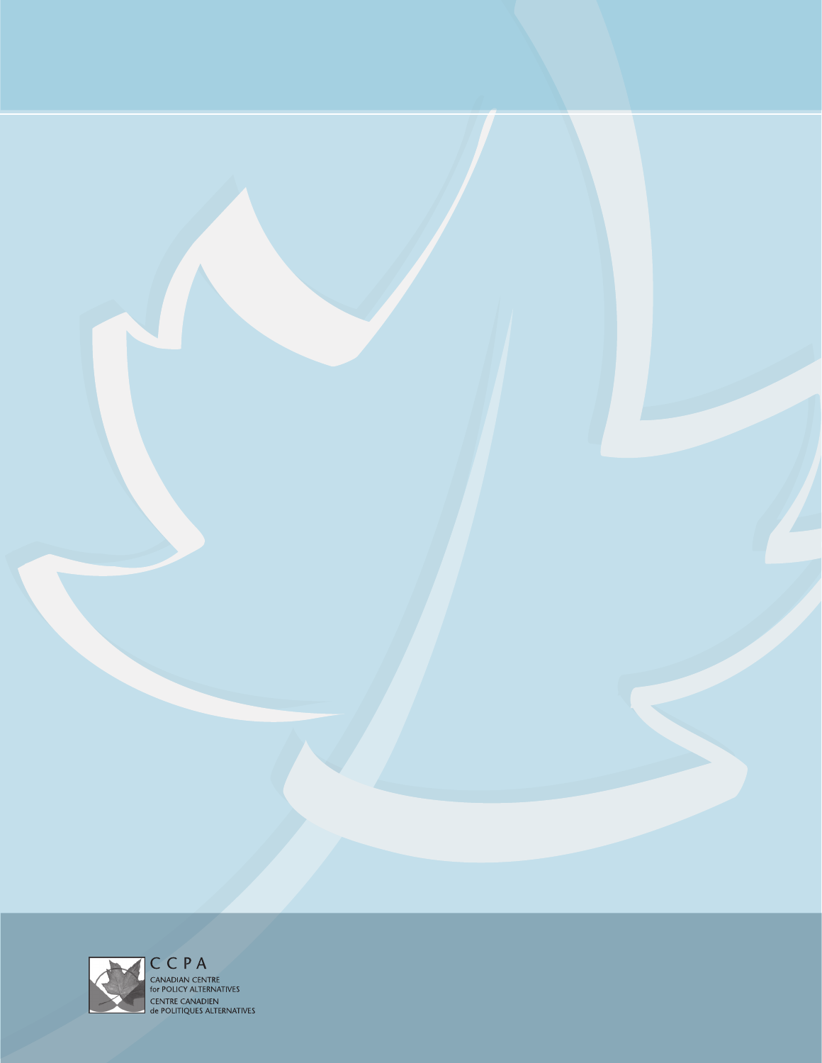CCPA
CANADIAN CENTRE
for POLICY ALTERNATIVES
CENTRE CANADIEN
de POLITIQUES ALTERNATIVES